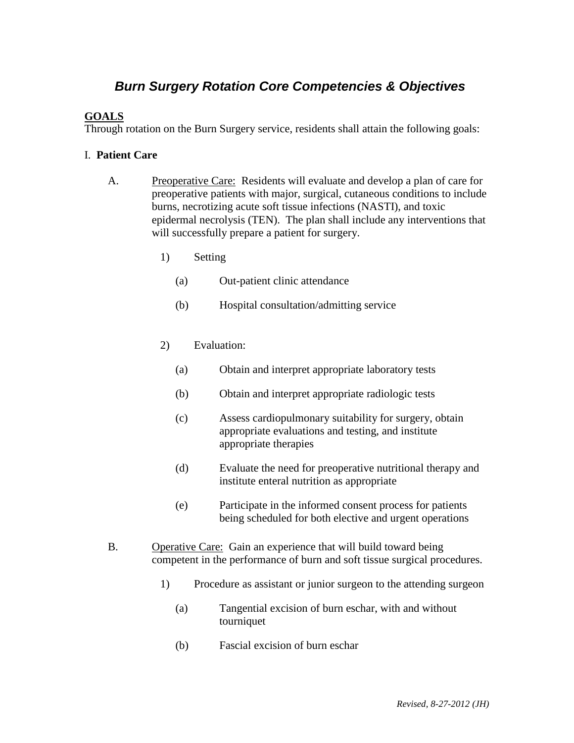# *Burn Surgery Rotation Core Competencies & Objectives*

## GOALS

Through rotation on the Burn Surgery service, residents shall attain the following goals:

I. **Patient Care**

A. Preoperative Care: Residents will evaluate and develop a plan of care for preoperative patients with major, surgical, cutaneous conditions to include burns, necrotizing acute soft tissue infections (NASTI), and toxic epidermal necrolysis (TEN). The plan shall include any interventions that will successfully prepare a patient for surgery.

1) Setting

(a) Out-patient clinic attendance

(b) Hospital consultation/admitting service

2) Evaluation:

(a) Obtain and interpret appropriate laboratory tests

(b) Obtain and interpret appropriate radiologic tests

(c) Assess cardiopulmonary suitability for surgery, obtain appropriate evaluations and testing, and institute appropriate therapies

(d) Evaluate the need for preoperative nutritional therapy and institute enteral nutrition as appropriate

(e) Participate in the informed consent process for patients being scheduled for both elective and urgent operations

B. Operative Care: Gain an experience that will build toward being competent in the performance of burn and soft tissue surgical procedures.

1) Procedure as assistant or junior surgeon to the attending surgeon

(a) Tangential excision of burn eschar, with and without tourniquet

(b) Fascial excision of burn eschar

*Revised, 8-27-2012 (JH)*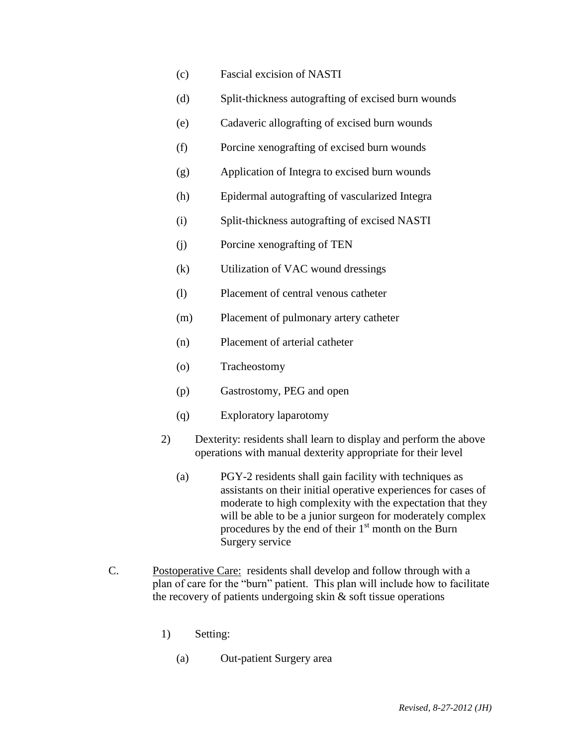(c) Fascial excision of NASTI

(d) Split-thickness autografting of excised burn wounds

(e) Cadaveric allografting of excised burn wounds

(f) Porcine xenografting of excised burn wounds

(g) Application of Integra to excised burn wounds

(h) Epidermal autografting of vascularized Integra

(i) Split-thickness autografting of excised NASTI

(j) Porcine xenografting of TEN

(k) Utilization of VAC wound dressings

(l) Placement of central venous catheter

(m) Placement of pulmonary artery catheter

(n) Placement of arterial catheter

(o) Tracheostomy

(p) Gastrostomy, PEG and open

(q) Exploratory laparotomy

2) Dexterity: residents shall learn to display and perform the above operations with manual dexterity appropriate for their level

(a) PGY-2 residents shall gain facility with techniques as assistants on their initial operative experiences for cases of moderate to high complexity with the expectation that they will be able to be a junior surgeon for moderately complex procedures by the end of their 1st month on the Burn Surgery service

C. <u>Postoperative Care:</u> residents shall develop and follow through with a plan of care for the "burn" patient. This plan will include how to facilitate the recovery of patients undergoing skin & soft tissue operations

1) Setting:

(a) Out-patient Surgery area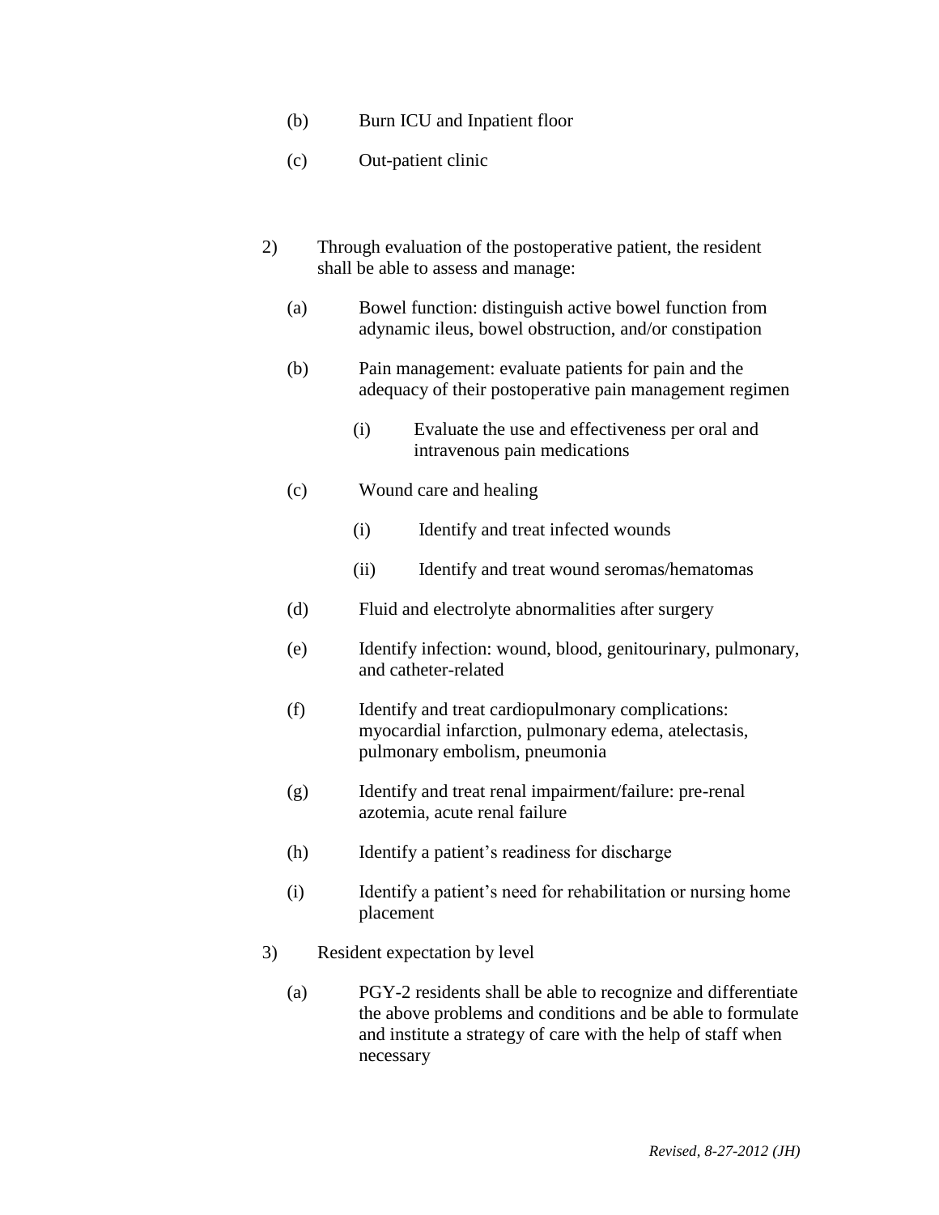(b) Burn ICU and Inpatient floor

(c) Out-patient clinic

2) Through evaluation of the postoperative patient, the resident shall be able to assess and manage:

(a) Bowel function: distinguish active bowel function from adynamic ileus, bowel obstruction, and/or constipation

(b) Pain management: evaluate patients for pain and the adequacy of their postoperative pain management regimen

(i) Evaluate the use and effectiveness per oral and intravenous pain medications

(c) Wound care and healing

(i) Identify and treat infected wounds

(ii) Identify and treat wound seromas/hematomas

(d) Fluid and electrolyte abnormalities after surgery

(e) Identify infection: wound, blood, genitourinary, pulmonary, and catheter-related

(f) Identify and treat cardiopulmonary complications: myocardial infarction, pulmonary edema, atelectasis, pulmonary embolism, pneumonia

(g) Identify and treat renal impairment/failure: pre-renal azotemia, acute renal failure

(h) Identify a patient's readiness for discharge

(i) Identify a patient's need for rehabilitation or nursing home placement

3) Resident expectation by level

(a) PGY-2 residents shall be able to recognize and differentiate the above problems and conditions and be able to formulate and institute a strategy of care with the help of staff when necessary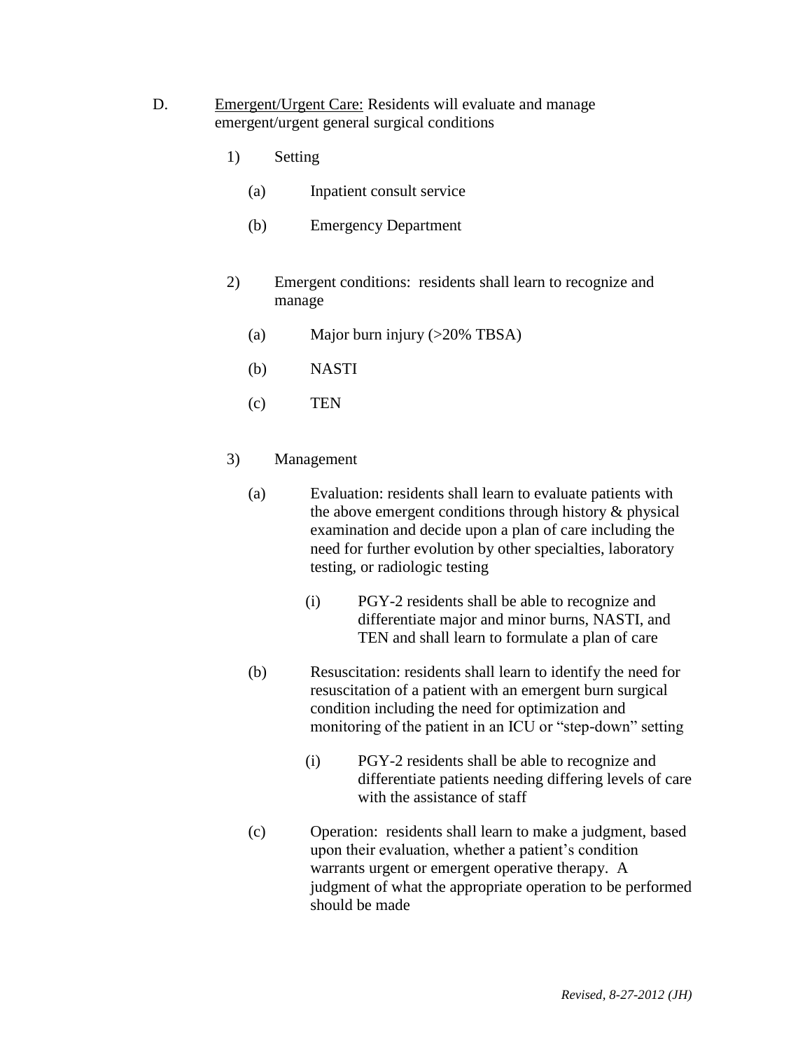D. <u>Emergent/Urgent Care:</u> Residents will evaluate and manage emergent/urgent general surgical conditions

1) Setting

   (a) Inpatient consult service

   (b) Emergency Department

2) Emergent conditions: residents shall learn to recognize and manage

   (a) Major burn injury (>20% TBSA)

   (b) NASTI

   (c) TEN

3) Management

   (a) Evaluation: residents shall learn to evaluate patients with the above emergent conditions through history & physical examination and decide upon a plan of care including the need for further evolution by other specialties, laboratory testing, or radiologic testing

      (i) PGY-2 residents shall be able to recognize and differentiate major and minor burns, NASTI, and TEN and shall learn to formulate a plan of care

   (b) Resuscitation: residents shall learn to identify the need for resuscitation of a patient with an emergent burn surgical condition including the need for optimization and monitoring of the patient in an ICU or "step-down" setting

      (i) PGY-2 residents shall be able to recognize and differentiate patients needing differing levels of care with the assistance of staff

   (c) Operation: residents shall learn to make a judgment, based upon their evaluation, whether a patient's condition warrants urgent or emergent operative therapy. A judgment of what the appropriate operation to be performed should be made

*Revised, 8-27-2012 (JH)*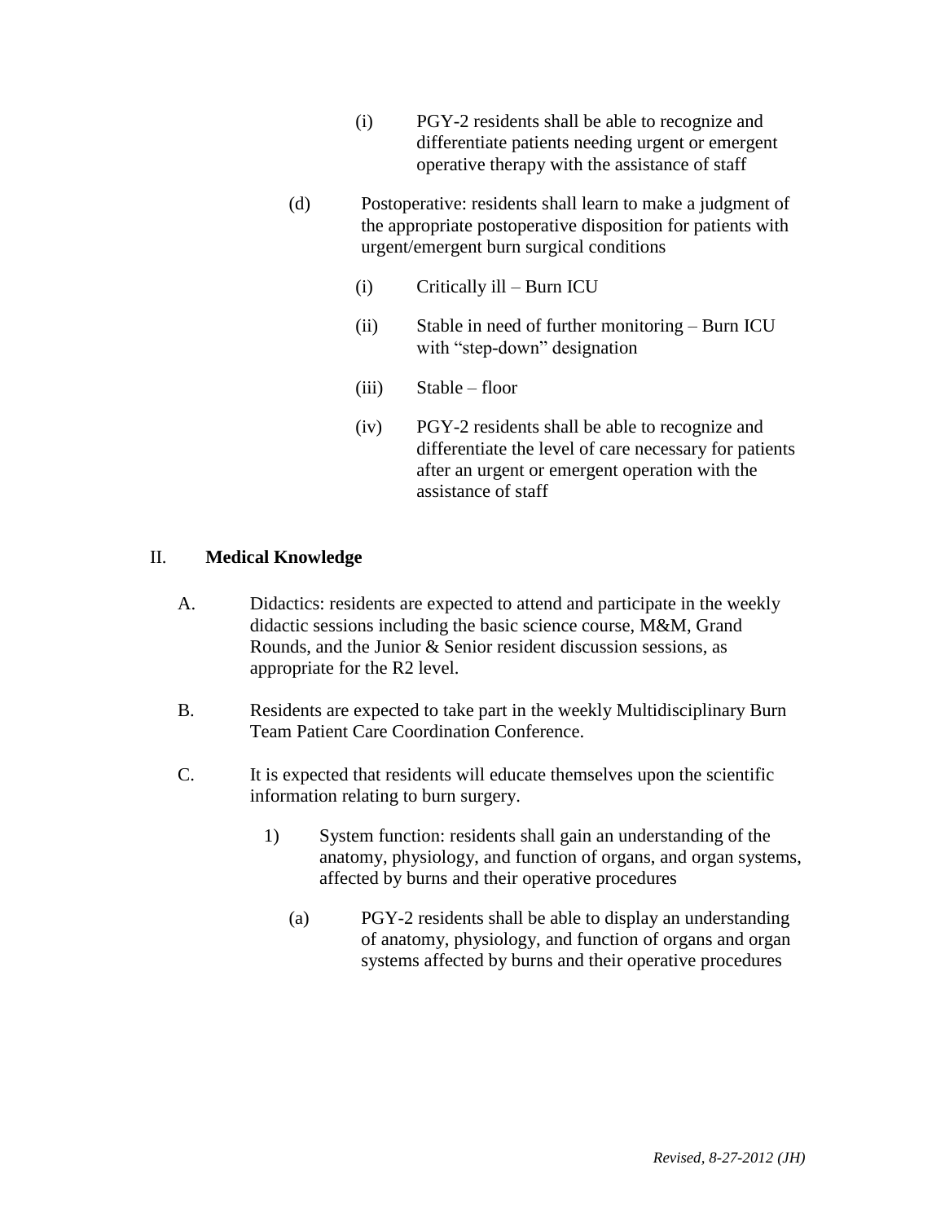(i) PGY-2 residents shall be able to recognize and differentiate patients needing urgent or emergent operative therapy with the assistance of staff

(d) Postoperative: residents shall learn to make a judgment of the appropriate postoperative disposition for patients with urgent/emergent burn surgical conditions

(i) Critically ill – Burn ICU

(ii) Stable in need of further monitoring – Burn ICU with "step-down" designation

(iii) Stable – floor

(iv) PGY-2 residents shall be able to recognize and differentiate the level of care necessary for patients after an urgent or emergent operation with the assistance of staff

## II. **Medical Knowledge**

A. Didactics: residents are expected to attend and participate in the weekly didactic sessions including the basic science course, M&M, Grand Rounds, and the Junior & Senior resident discussion sessions, as appropriate for the R2 level.

B. Residents are expected to take part in the weekly Multidisciplinary Burn Team Patient Care Coordination Conference.

C. It is expected that residents will educate themselves upon the scientific information relating to burn surgery.

1) System function: residents shall gain an understanding of the anatomy, physiology, and function of organs, and organ systems, affected by burns and their operative procedures

(a) PGY-2 residents shall be able to display an understanding of anatomy, physiology, and function of organs and organ systems affected by burns and their operative procedures

*Revised, 8-27-2012 (JH)*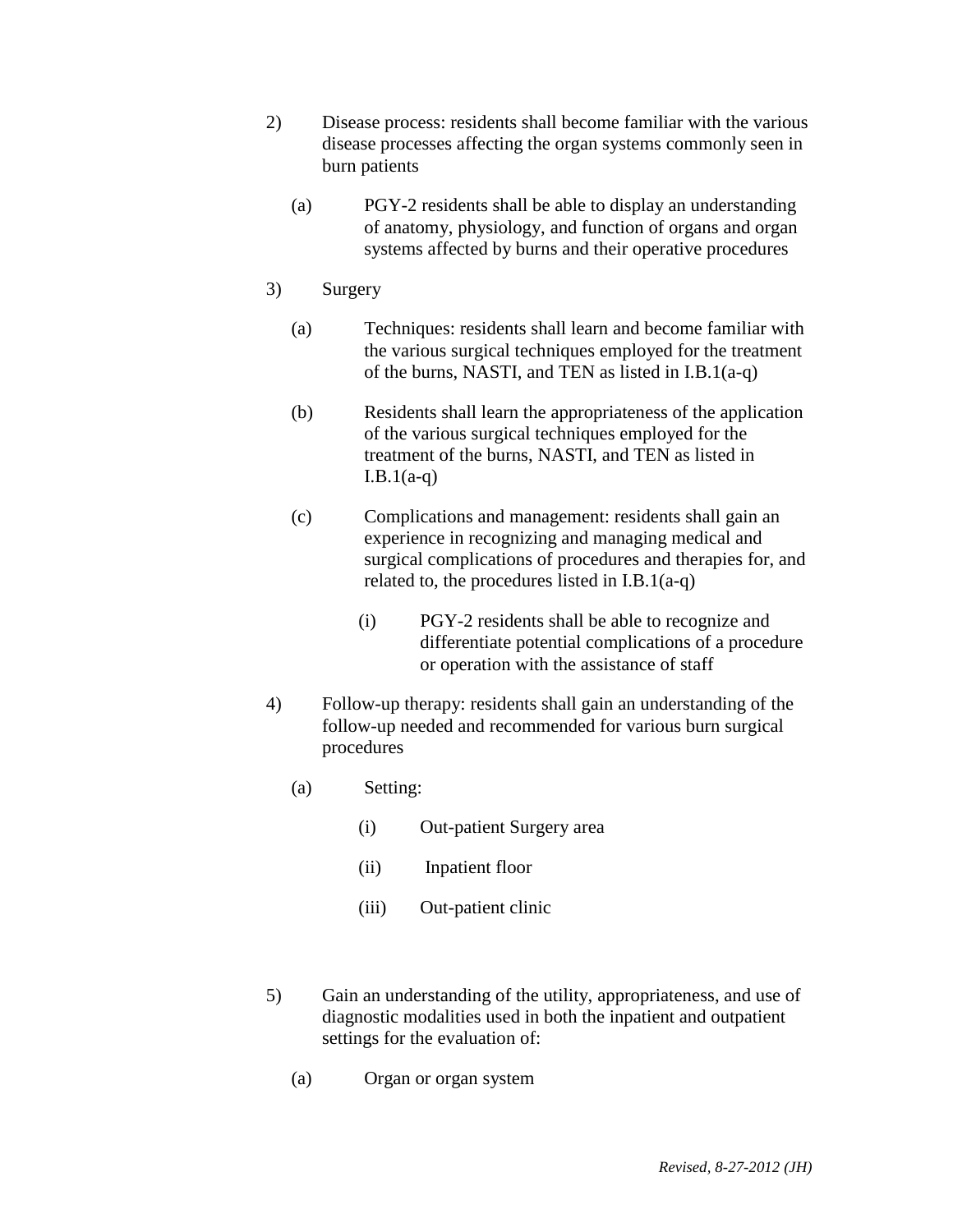2) Disease process: residents shall become familiar with the various disease processes affecting the organ systems commonly seen in burn patients

   (a) PGY-2 residents shall be able to display an understanding of anatomy, physiology, and function of organs and organ systems affected by burns and their operative procedures

3) Surgery

   (a) Techniques: residents shall learn and become familiar with the various surgical techniques employed for the treatment of the burns, NASTI, and TEN as listed in I.B.1(a-q)

   (b) Residents shall learn the appropriateness of the application of the various surgical techniques employed for the treatment of the burns, NASTI, and TEN as listed in I.B.1(a-q)

   (c) Complications and management: residents shall gain an experience in recognizing and managing medical and surgical complications of procedures and therapies for, and related to, the procedures listed in I.B.1(a-q)

      (i) PGY-2 residents shall be able to recognize and differentiate potential complications of a procedure or operation with the assistance of staff

4) Follow-up therapy: residents shall gain an understanding of the follow-up needed and recommended for various burn surgical procedures

   (a) Setting:

      (i) Out-patient Surgery area

      (ii) Inpatient floor

      (iii) Out-patient clinic

5) Gain an understanding of the utility, appropriateness, and use of diagnostic modalities used in both the inpatient and outpatient settings for the evaluation of:

   (a) Organ or organ system

*Revised, 8-27-2012 (JH)*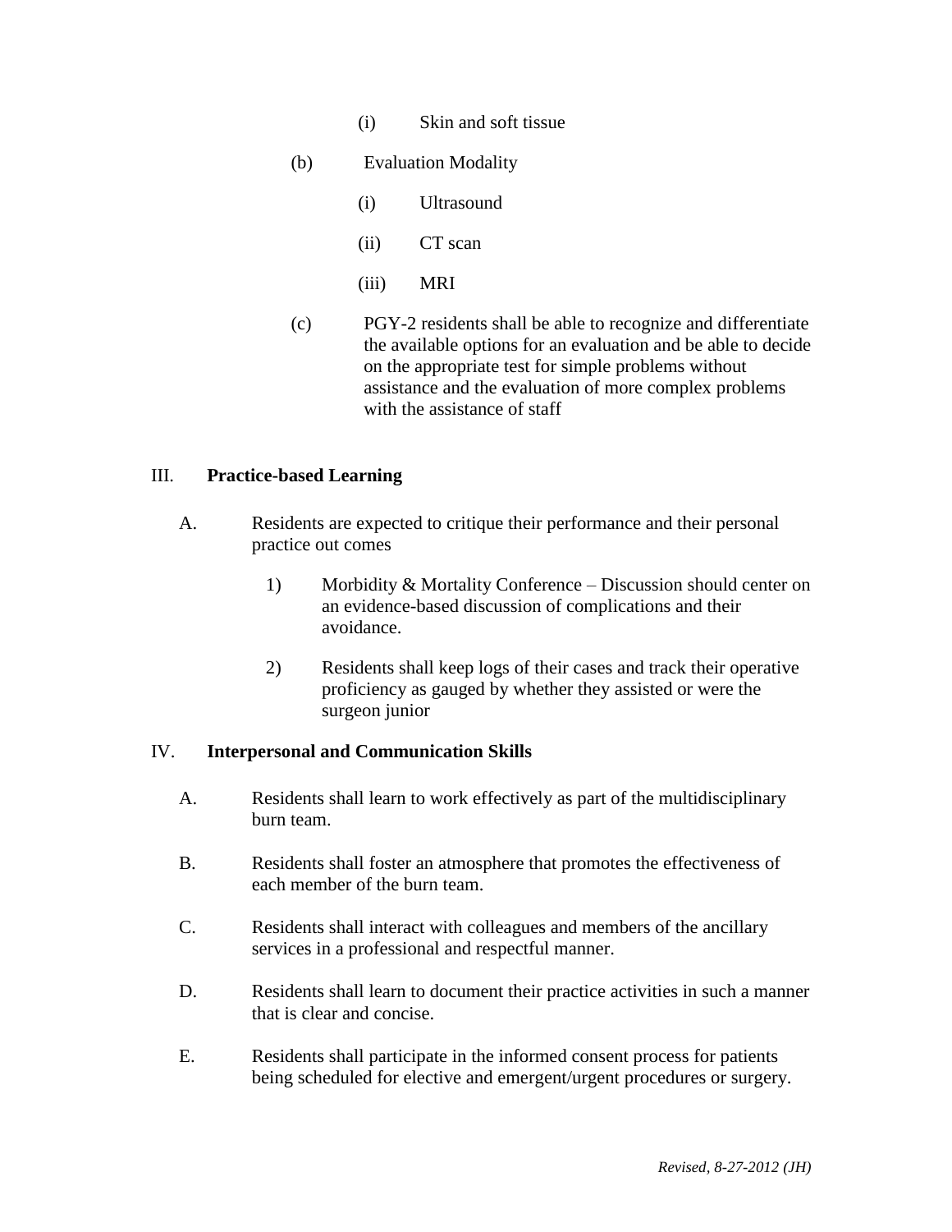(i) Skin and soft tissue

(b) Evaluation Modality

(i) Ultrasound

(ii) CT scan

(iii) MRI

(c) PGY-2 residents shall be able to recognize and differentiate the available options for an evaluation and be able to decide on the appropriate test for simple problems without assistance and the evaluation of more complex problems with the assistance of staff

## III. **Practice-based Learning**

A. Residents are expected to critique their performance and their personal practice out comes

1) Morbidity & Mortality Conference – Discussion should center on an evidence-based discussion of complications and their avoidance.

2) Residents shall keep logs of their cases and track their operative proficiency as gauged by whether they assisted or were the surgeon junior

## IV. **Interpersonal and Communication Skills**

A. Residents shall learn to work effectively as part of the multidisciplinary burn team.

B. Residents shall foster an atmosphere that promotes the effectiveness of each member of the burn team.

C. Residents shall interact with colleagues and members of the ancillary services in a professional and respectful manner.

D. Residents shall learn to document their practice activities in such a manner that is clear and concise.

E. Residents shall participate in the informed consent process for patients being scheduled for elective and emergent/urgent procedures or surgery.

*Revised, 8-27-2012 (JH)*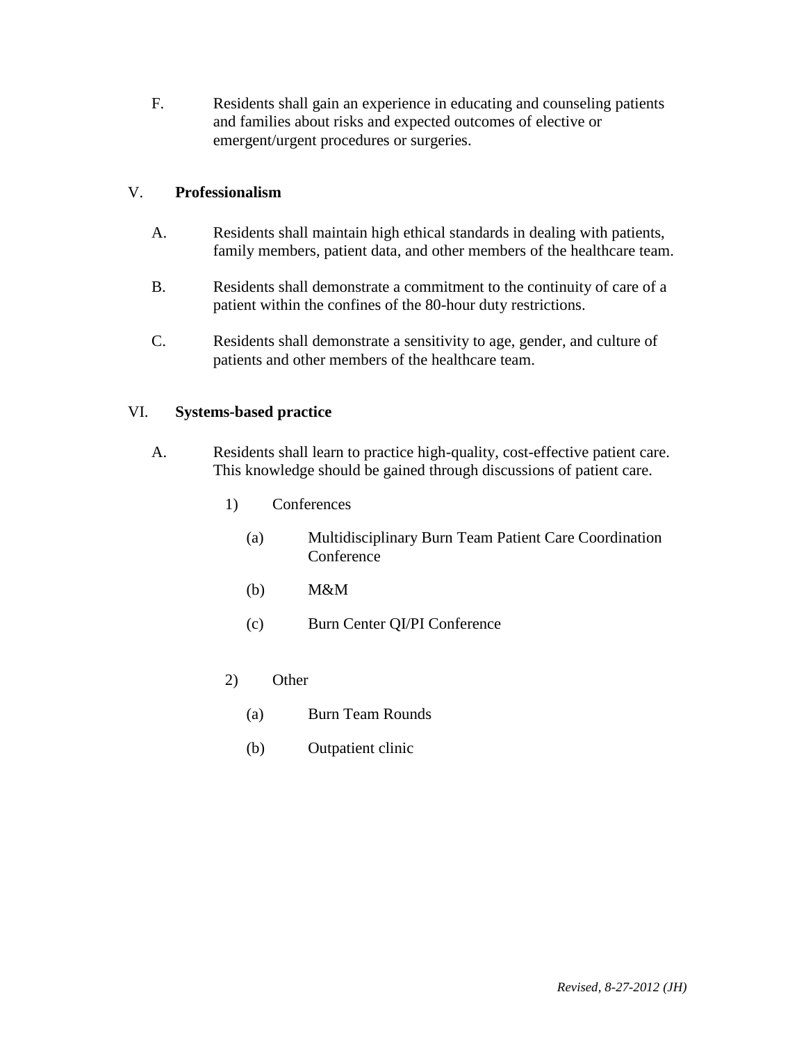F. Residents shall gain an experience in educating and counseling patients and families about risks and expected outcomes of elective or emergent/urgent procedures or surgeries.

V. **Professionalism**

A. Residents shall maintain high ethical standards in dealing with patients, family members, patient data, and other members of the healthcare team.

B. Residents shall demonstrate a commitment to the continuity of care of a patient within the confines of the 80-hour duty restrictions.

C. Residents shall demonstrate a sensitivity to age, gender, and culture of patients and other members of the healthcare team.

VI. **Systems-based practice**

A. Residents shall learn to practice high-quality, cost-effective patient care. This knowledge should be gained through discussions of patient care.

1) Conferences

(a) Multidisciplinary Burn Team Patient Care Coordination Conference

(b) M&M

(c) Burn Center QI/PI Conference

2) Other

(a) Burn Team Rounds

(b) Outpatient clinic

*Revised, 8-27-2012 (JH)*